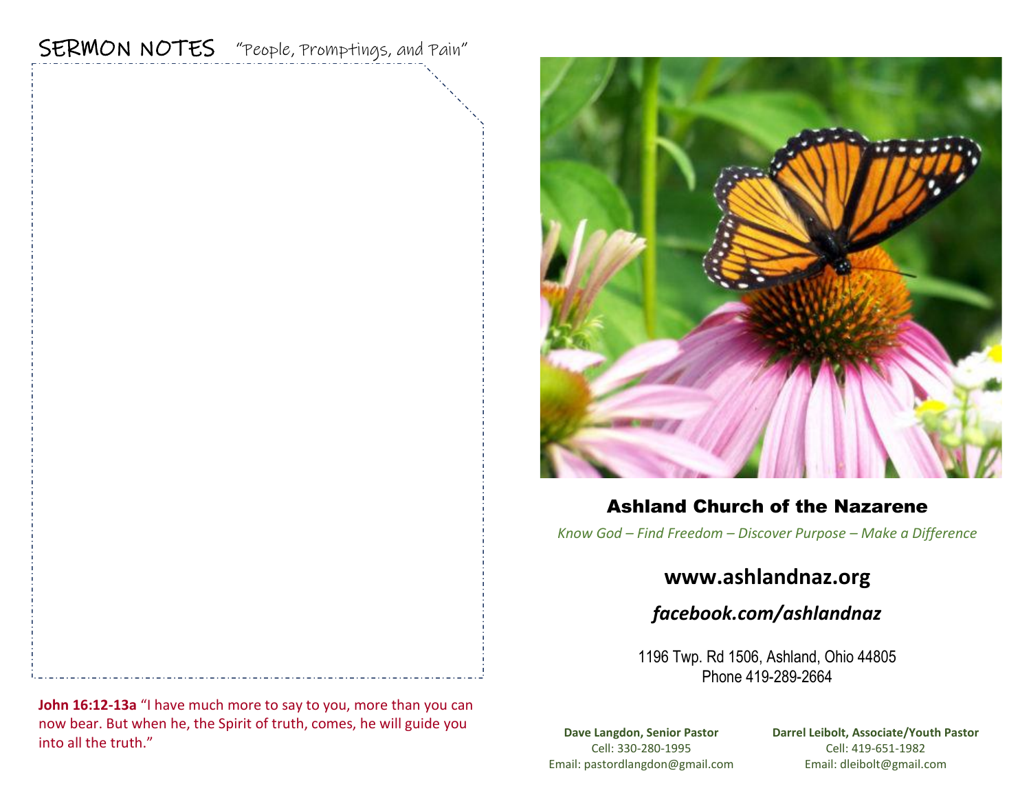## SERMON NOTES "People, Promptings, and Pain"

**John 16:12-13a** "I have much more to say to you, more than you can now bear. But when he, the Spirit of truth, comes, he will guide you into all the truth."

# Ashland Church of the Nazarene

*Know God – Find Freedom – Discover Purpose – Make a Difference*

**www.ashlandnaz.org**

***facebook.com/ashlandnaz***

1196 Twp. Rd 1506, Ashland, Ohio 44805
Phone 419-289-2664

**Dave Langdon, Senior Pastor**
Cell: 330-280-1995
Email: pastordlangdon@gmail.com

**Darrel Leibolt, Associate/Youth Pastor**
Cell: 419-651-1982
Email: dleibolt@gmail.com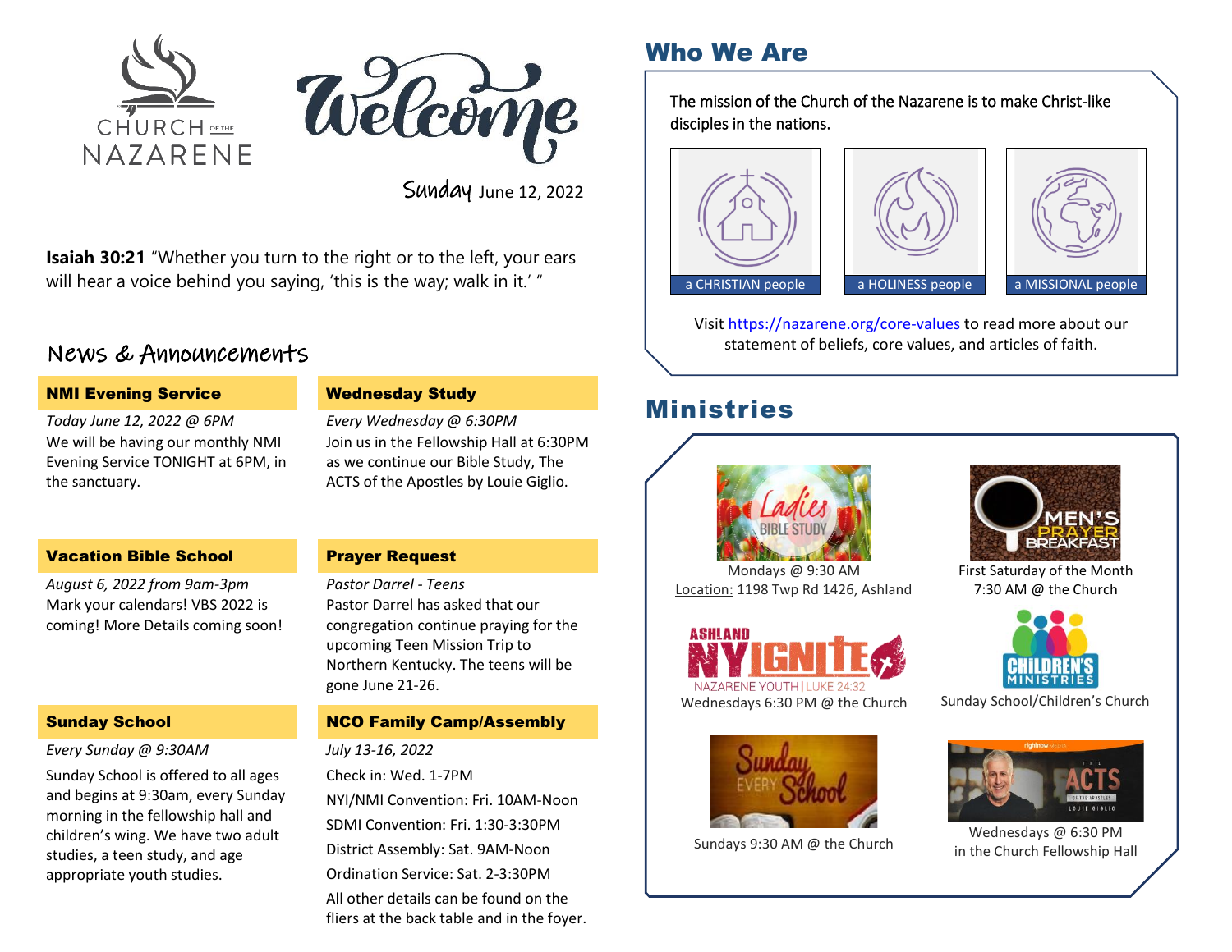CHURCH OF THE NAZARENE

# Welcome

Sunday June 12, 2022

**Isaiah 30:21** "Whether you turn to the right or to the left, your ears will hear a voice behind you saying, 'this is the way; walk in it.' "

## News & Announcements

### NMI Evening Service

*Today June 12, 2022 @ 6PM*

We will be having our monthly NMI Evening Service TONIGHT at 6PM, in the sanctuary.

### Wednesday Study

*Every Wednesday @ 6:30PM*

Join us in the Fellowship Hall at 6:30PM as we continue our Bible Study, The ACTS of the Apostles by Louie Giglio.

### Vacation Bible School

*August 6, 2022 from 9am-3pm*

Mark your calendars! VBS 2022 is coming! More Details coming soon!

### Prayer Request

*Pastor Darrel - Teens*

Pastor Darrel has asked that our congregation continue praying for the upcoming Teen Mission Trip to Northern Kentucky. The teens will be gone June 21-26.

### Sunday School

*Every Sunday @ 9:30AM*

Sunday School is offered to all ages and begins at 9:30am, every Sunday morning in the fellowship hall and children's wing. We have two adult studies, a teen study, and age appropriate youth studies.

### NCO Family Camp/Assembly

*July 13-16, 2022*

Check in: Wed. 1-7PM

NYI/NMI Convention: Fri. 10AM-Noon

SDMI Convention: Fri. 1:30-3:30PM

District Assembly: Sat. 9AM-Noon

Ordination Service: Sat. 2-3:30PM

All other details can be found on the fliers at the back table and in the foyer.

## Who We Are

The mission of the Church of the Nazarene is to make Christ-like disciples in the nations.

a CHRISTIAN people

a HOLINESS people

a MISSIONAL people

Visit https://nazarene.org/core-values to read more about our statement of beliefs, core values, and articles of faith.

## Ministries

Ladies BIBLE STUDY
Mondays @ 9:30 AM
Location: 1198 Twp Rd 1426, Ashland

MEN'S PRAYER BREAKFAST
First Saturday of the Month
7:30 AM @ the Church

ASHLAND NYI IGNITE — NAZARENE YOUTH | LUKE 24:32
Wednesdays 6:30 PM @ the Church

CHILDREN'S MINISTRIES
Sunday School/Children's Church

Sunday EVERY School
Sundays 9:30 AM @ the Church

THE ACTS OF THE APOSTLES — LOUIE GIGLIO
Wednesdays @ 6:30 PM
in the Church Fellowship Hall